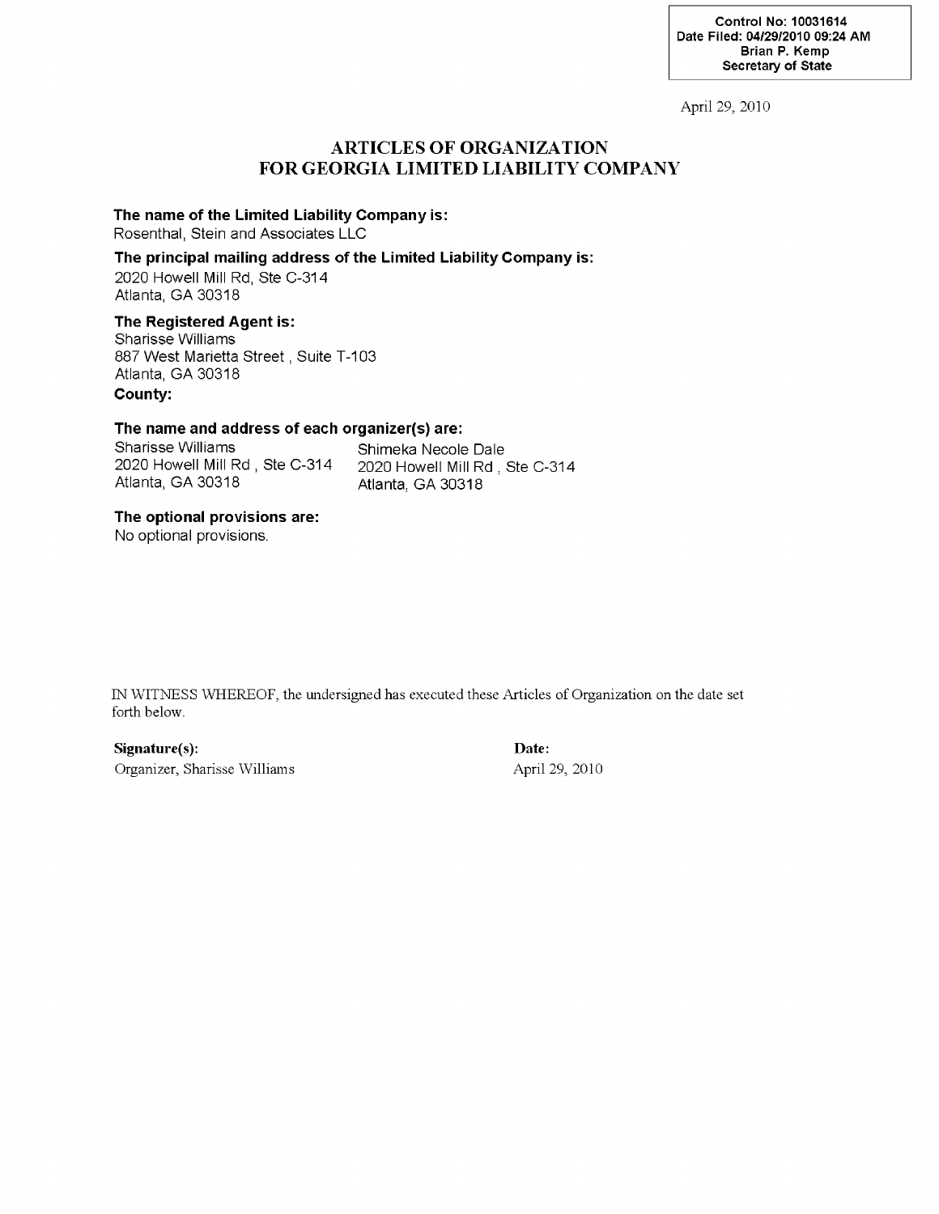Control No: 10031614
Date Filed: 04/29/2010 09:24 AM
Brian P. Kemp
Secretary of State

April 29, 2010

# ARTICLES OF ORGANIZATION FOR GEORGIA LIMITED LIABILITY COMPANY

**The name of the Limited Liability Company is:**
Rosenthal, Stein and Associates LLC

**The principal mailing address of the Limited Liability Company is:**
2020 Howell Mill Rd, Ste C-314
Atlanta, GA 30318

**The Registered Agent is:**
Sharisse Williams
887 West Marietta Street , Suite T-103
Atlanta, GA 30318

**County:**

**The name and address of each organizer(s) are:**

Sharisse Williams
2020 Howell Mill Rd , Ste C-314
Atlanta, GA 30318

Shimeka Necole Dale
2020 Howell Mill Rd , Ste C-314
Atlanta, GA 30318

**The optional provisions are:**
No optional provisions.

IN WITNESS WHEREOF, the undersigned has executed these Articles of Organization on the date set forth below.

| **Signature(s):** | **Date:** |
|---|---|
| Organizer, Sharisse Williams | April 29, 2010 |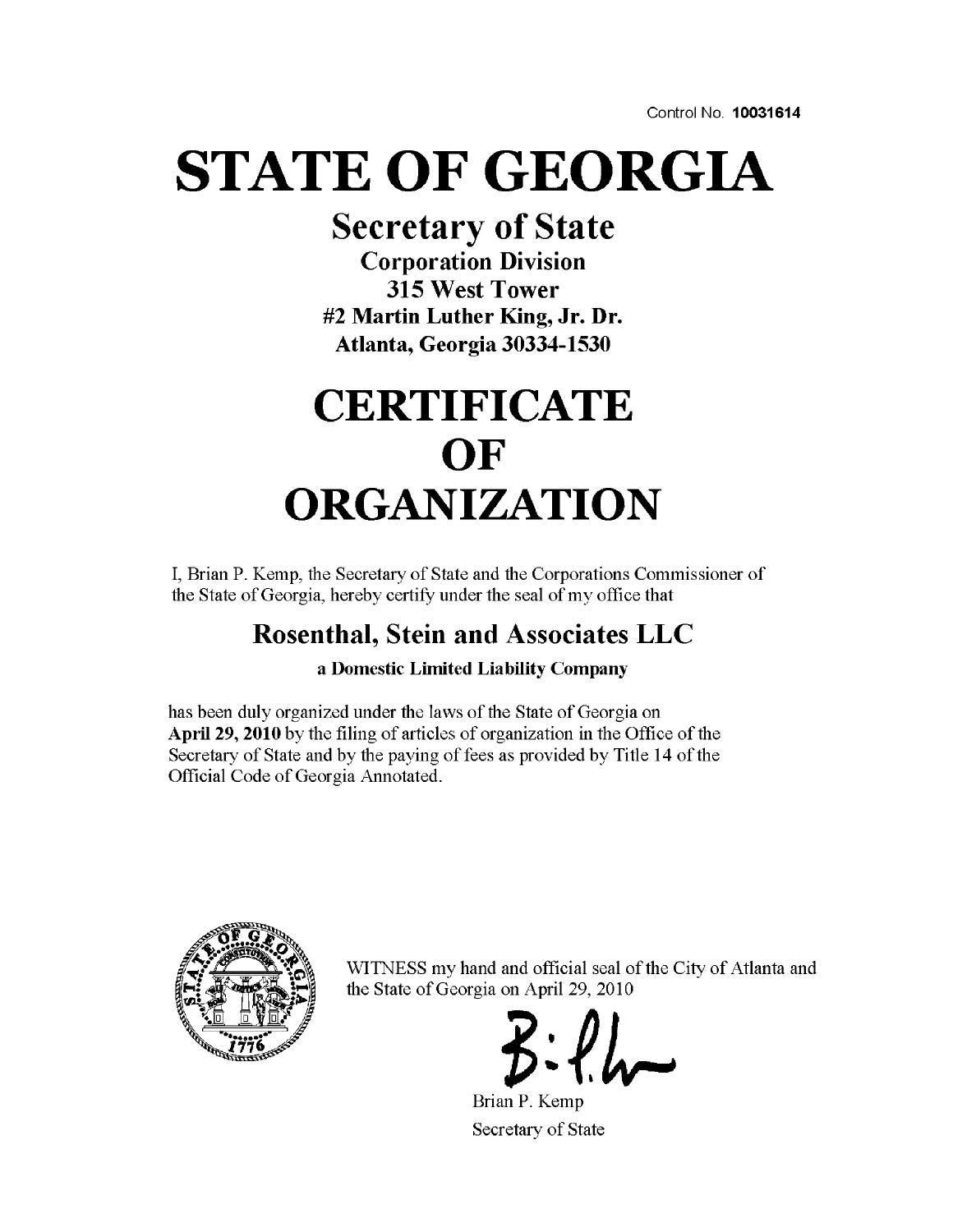Control No. **10031614**

# STATE OF GEORGIA

## Secretary of State

### Corporation Division
### 315 West Tower
### #2 Martin Luther King, Jr. Dr.
### Atlanta, Georgia 30334-1530

# CERTIFICATE OF ORGANIZATION

I, Brian P. Kemp, the Secretary of State and the Corporations Commissioner of the State of Georgia, hereby certify under the seal of my office that

## Rosenthal, Stein and Associates LLC

**a Domestic Limited Liability Company**

has been duly organized under the laws of the State of Georgia on **April 29, 2010** by the filing of articles of organization in the Office of the Secretary of State and by the paying of fees as provided by Title 14 of the Official Code of Georgia Annotated.

WITNESS my hand and official seal of the City of Atlanta and the State of Georgia on April 29, 2010

Brian P. Kemp
Secretary of State